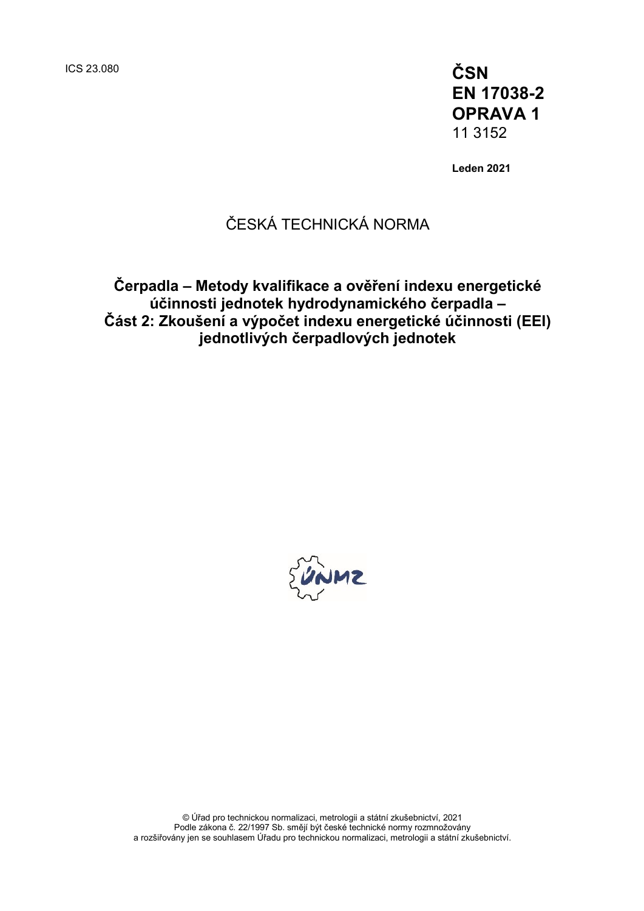ICS 23.080

**ČSN**
**EN 17038-2**
**OPRAVA 1**
11 3152

**Leden 2021**

ČESKÁ TECHNICKÁ NORMA

# Čerpadla – Metody kvalifikace a ověření indexu energetické účinnosti jednotek hydrodynamického čerpadla – Část 2: Zkoušení a výpočet indexu energetické účinnosti (EEI) jednotlivých čerpadlových jednotek

© Úřad pro technickou normalizaci, metrologii a státní zkušebnictví, 2021
Podle zákona č. 22/1997 Sb. smějí být české technické normy rozmnožovány a rozšiřovány jen se souhlasem Úřadu pro technickou normalizaci, metrologii a státní zkušebnictví.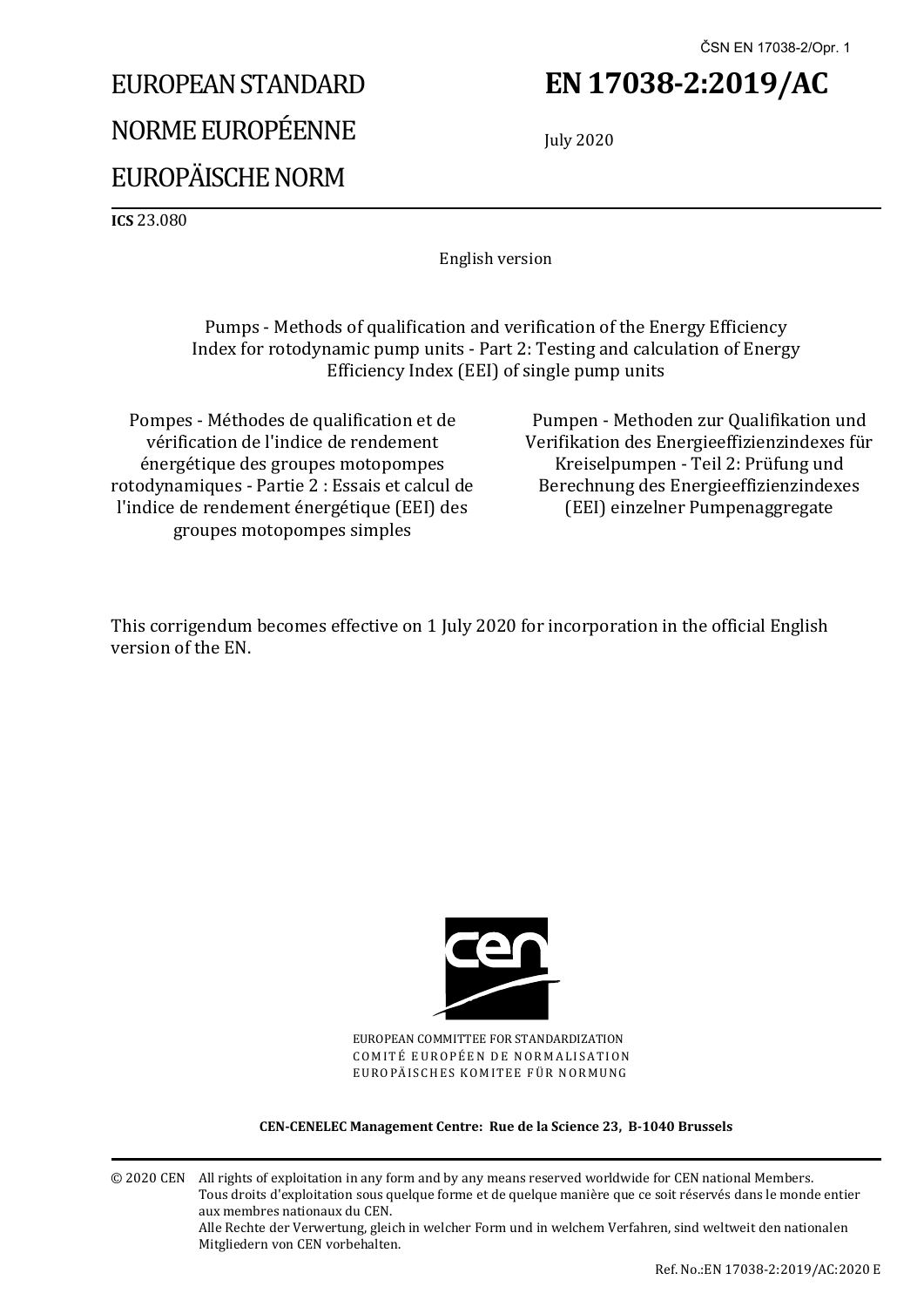ČSN EN 17038-2/Opr. 1

# EUROPEAN STANDARD
# NORME EUROPÉENNE
# EUROPÄISCHE NORM

# EN 17038-2:2019/AC

July 2020

**ICS** 23.080

English version

Pumps - Methods of qualification and verification of the Energy Efficiency Index for rotodynamic pump units - Part 2: Testing and calculation of Energy Efficiency Index (EEI) of single pump units

Pompes - Méthodes de qualification et de vérification de l'indice de rendement énergétique des groupes motopompes rotodynamiques - Partie 2 : Essais et calcul de l'indice de rendement énergétique (EEI) des groupes motopompes simples

Pumpen - Methoden zur Qualifikation und Verifikation des Energieeffizienzindexes für Kreiselpumpen - Teil 2: Prüfung und Berechnung des Energieeffizienzindexes (EEI) einzelner Pumpenaggregate

This corrigendum becomes effective on 1 July 2020 for incorporation in the official English version of the EN.

EUROPEAN COMMITTEE FOR STANDARDIZATION
COMITÉ EUROPÉEN DE NORMALISATION
EUROPÄISCHES KOMITEE FÜR NORMUNG

**CEN-CENELEC Management Centre: Rue de la Science 23, B-1040 Brussels**

© 2020 CEN All rights of exploitation in any form and by any means reserved worldwide for CEN national Members.
Tous droits d'exploitation sous quelque forme et de quelque manière que ce soit réservés dans le monde entier aux membres nationaux du CEN.
Alle Rechte der Verwertung, gleich in welcher Form und in welchem Verfahren, sind weltweit den nationalen Mitgliedern von CEN vorbehalten.

Ref. No.:EN 17038-2:2019/AC:2020 E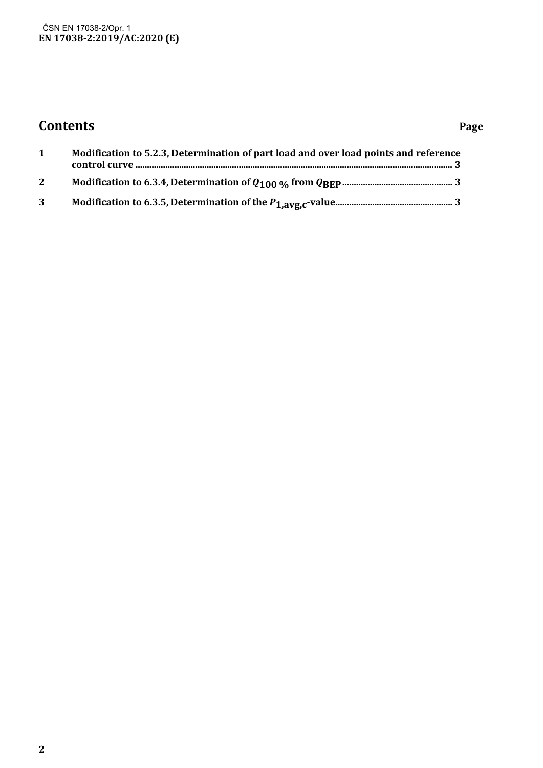## Contents

| | | Page |
|---|---|---|
| 1 | Modification to 5.2.3, Determination of part load and over load points and reference control curve | 3 |
| 2 | Modification to 6.3.4, Determination of $Q_{100\ \%}$ from $Q_{BEP}$ | 3 |
| 3 | Modification to 6.3.5, Determination of the $P_{1,avg,c}$-value | 3 |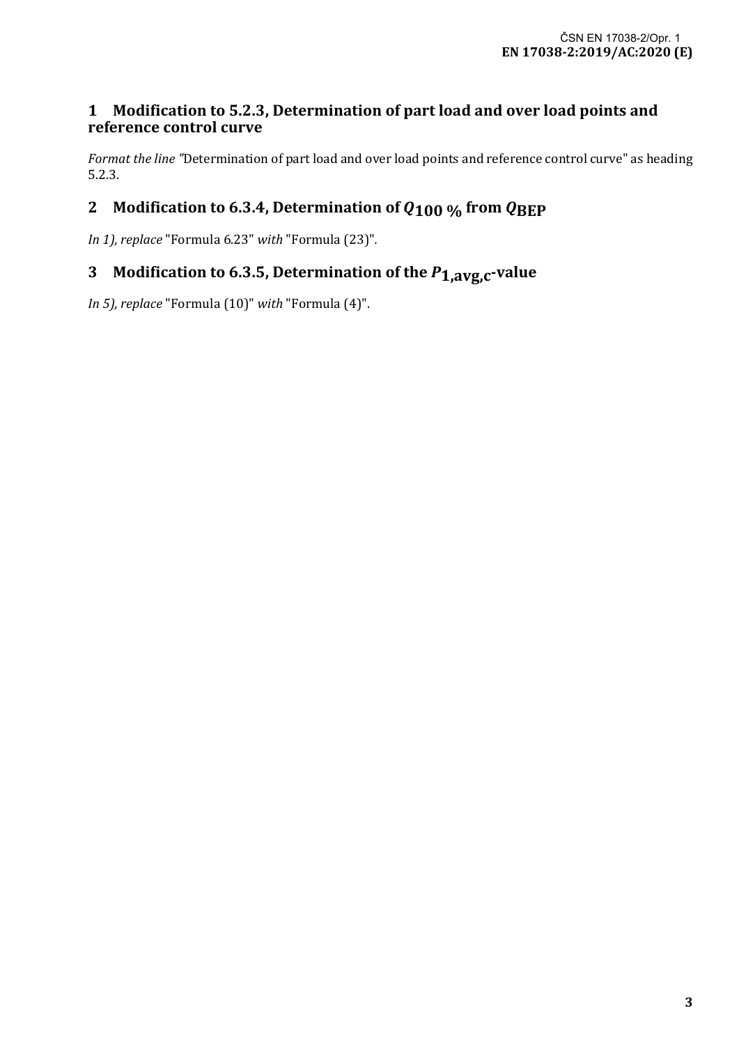## 1 Modification to 5.2.3, Determination of part load and over load points and reference control curve

*Format the line* "Determination of part load and over load points and reference control curve" as heading 5.2.3.

## 2 Modification to 6.3.4, Determination of $Q_{100\ \%}$ from $Q_{BEP}$

*In 1), replace* "Formula 6.23" *with* "Formula (23)".

## 3 Modification to 6.3.5, Determination of the $P_{1,avg,c}$-value

*In 5), replace* "Formula (10)" *with* "Formula (4)".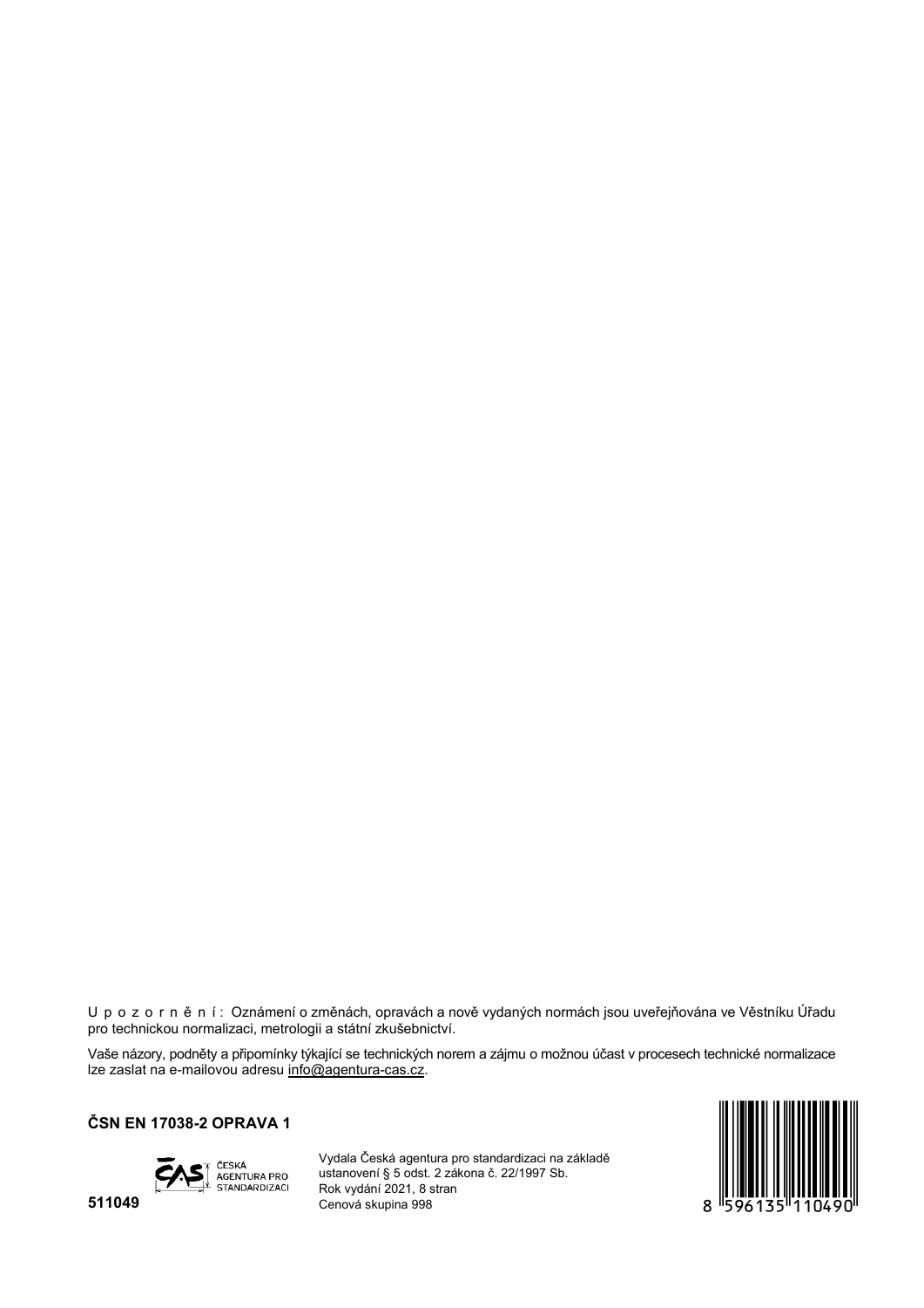U p o z o r n ě n í : Oznámení o změnách, opravách a nově vydaných normách jsou uveřejňována ve Věstníku Úřadu pro technickou normalizaci, metrologii a státní zkušebnictví.

Vaše názory, podněty a připomínky týkající se technických norem a zájmu o možnou účast v procesech technické normalizace lze zaslat na e-mailovou adresu info@agentura-cas.cz.

**ČSN EN 17038-2 OPRAVA 1**

ČESKÁ AGENTURA PRO STANDARDIZACI

Vydala Česká agentura pro standardizaci na základě ustanovení § 5 odst. 2 zákona č. 22/1997 Sb.
Rok vydání 2021, 8 stran
Cenová skupina 998

**511049**

8 596135 110490